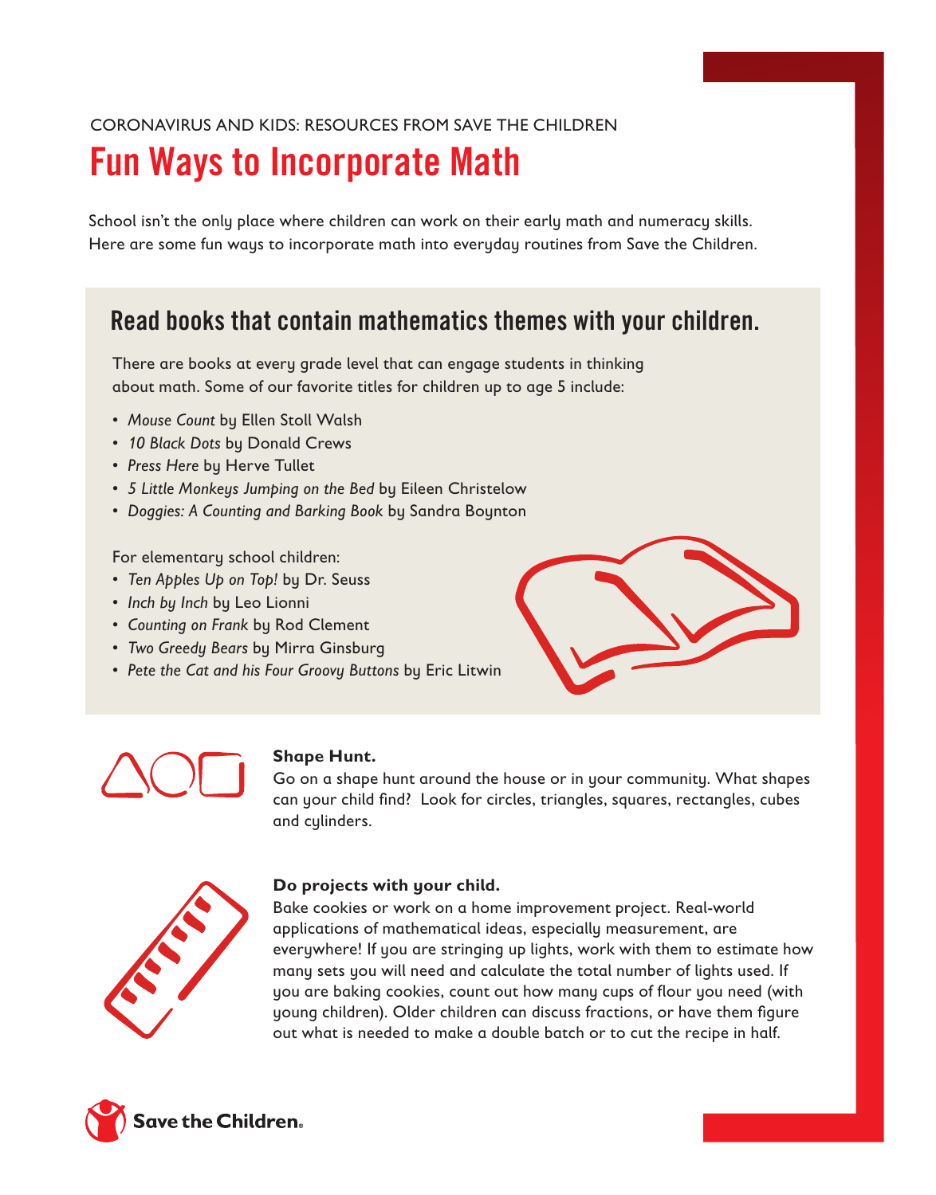CORONAVIRUS AND KIDS: RESOURCES FROM SAVE THE CHILDREN

# Fun Ways to Incorporate Math

School isn't the only place where children can work on their early math and numeracy skills. Here are some fun ways to incorporate math into everyday routines from Save the Children.

## Read books that contain mathematics themes with your children.

There are books at every grade level that can engage students in thinking about math. Some of our favorite titles for children up to age 5 include:

- *Mouse Count* by Ellen Stoll Walsh
- *10 Black Dots* by Donald Crews
- *Press Here* by Herve Tullet
- *5 Little Monkeys Jumping on the Bed* by Eileen Christelow
- *Doggies: A Counting and Barking Book* by Sandra Boynton

For elementary school children:

- *Ten Apples Up on Top!* by Dr. Seuss
- *Inch by Inch* by Leo Lionni
- *Counting on Frank* by Rod Clement
- *Two Greedy Bears* by Mirra Ginsburg
- *Pete the Cat and his Four Groovy Buttons* by Eric Litwin

**Shape Hunt.**
Go on a shape hunt around the house or in your community. What shapes can your child find? Look for circles, triangles, squares, rectangles, cubes and cylinders.

**Do projects with your child.**
Bake cookies or work on a home improvement project. Real-world applications of mathematical ideas, especially measurement, are everywhere! If you are stringing up lights, work with them to estimate how many sets you will need and calculate the total number of lights used. If you are baking cookies, count out how many cups of flour you need (with young children). Older children can discuss fractions, or have them figure out what is needed to make a double batch or to cut the recipe in half.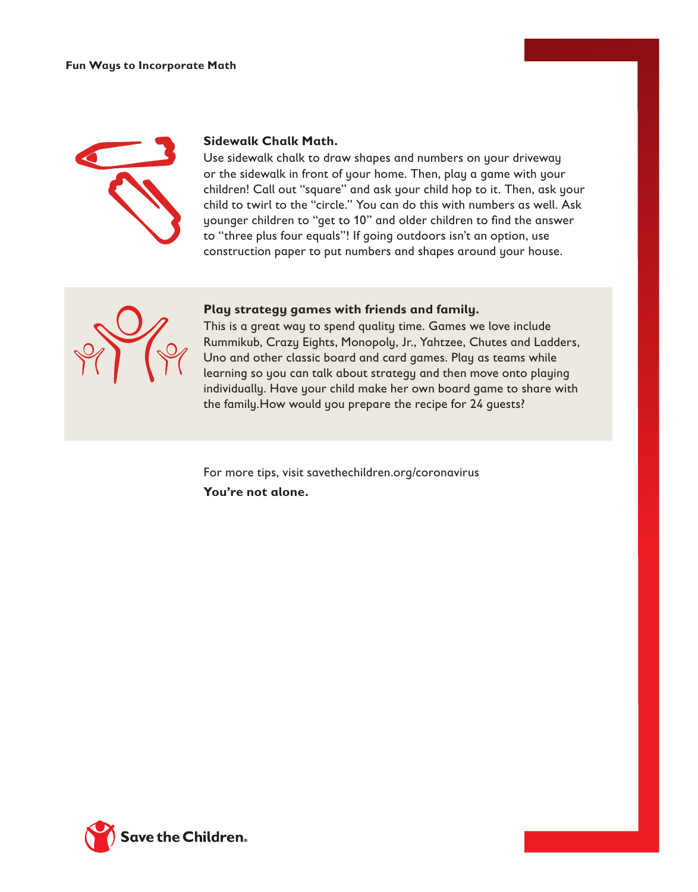**Sidewalk Chalk Math.**
Use sidewalk chalk to draw shapes and numbers on your driveway or the sidewalk in front of your home. Then, play a game with your children! Call out "square" and ask your child hop to it. Then, ask your child to twirl to the "circle." You can do this with numbers as well. Ask younger children to "get to 10" and older children to find the answer to "three plus four equals"! If going outdoors isn't an option, use construction paper to put numbers and shapes around your house.

**Play strategy games with friends and family.**
This is a great way to spend quality time. Games we love include Rummikub, Crazy Eights, Monopoly, Jr., Yahtzee, Chutes and Ladders, Uno and other classic board and card games. Play as teams while learning so you can talk about strategy and then move onto playing individually. Have your child make her own board game to share with the family.How would you prepare the recipe for 24 guests?

For more tips, visit savethechildren.org/coronavirus

**You're not alone.**

Save the Children